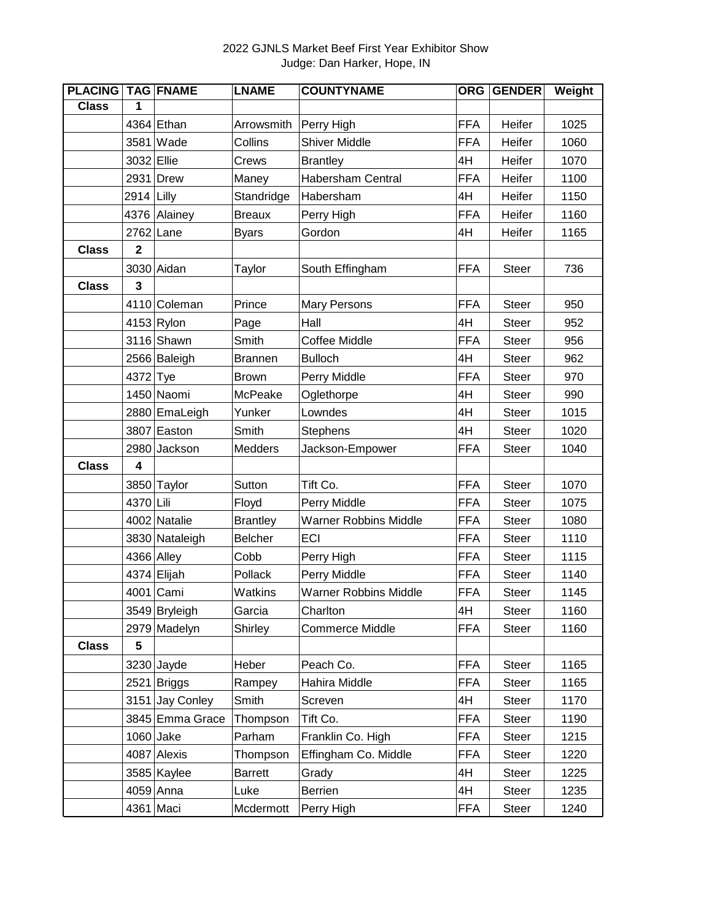2022 GJNLS Market Beef First Year Exhibitor Show

Judge: Dan Harker, Hope, IN

| PLACING | TAG | FNAME | LNAME | COUNTYNAME | ORG | GENDER | Weight |
|---|---|---|---|---|---|---|---|
| Class | 1 | | | | | | |
| | 4364 | Ethan | Arrowsmith | Perry High | FFA | Heifer | 1025 |
| | 3581 | Wade | Collins | Shiver Middle | FFA | Heifer | 1060 |
| | 3032 | Ellie | Crews | Brantley | 4H | Heifer | 1070 |
| | 2931 | Drew | Maney | Habersham Central | FFA | Heifer | 1100 |
| | 2914 | Lilly | Standridge | Habersham | 4H | Heifer | 1150 |
| | 4376 | Alainey | Breaux | Perry High | FFA | Heifer | 1160 |
| | 2762 | Lane | Byars | Gordon | 4H | Heifer | 1165 |
| Class | 2 | | | | | | |
| | 3030 | Aidan | Taylor | South Effingham | FFA | Steer | 736 |
| Class | 3 | | | | | | |
| | 4110 | Coleman | Prince | Mary Persons | FFA | Steer | 950 |
| | 4153 | Rylon | Page | Hall | 4H | Steer | 952 |
| | 3116 | Shawn | Smith | Coffee Middle | FFA | Steer | 956 |
| | 2566 | Baleigh | Brannen | Bulloch | 4H | Steer | 962 |
| | 4372 | Tye | Brown | Perry Middle | FFA | Steer | 970 |
| | 1450 | Naomi | McPeake | Oglethorpe | 4H | Steer | 990 |
| | 2880 | EmaLeigh | Yunker | Lowndes | 4H | Steer | 1015 |
| | 3807 | Easton | Smith | Stephens | 4H | Steer | 1020 |
| | 2980 | Jackson | Medders | Jackson-Empower | FFA | Steer | 1040 |
| Class | 4 | | | | | | |
| | 3850 | Taylor | Sutton | Tift Co. | FFA | Steer | 1070 |
| | 4370 | Lili | Floyd | Perry Middle | FFA | Steer | 1075 |
| | 4002 | Natalie | Brantley | Warner Robbins Middle | FFA | Steer | 1080 |
| | 3830 | Nataleigh | Belcher | ECI | FFA | Steer | 1110 |
| | 4366 | Alley | Cobb | Perry High | FFA | Steer | 1115 |
| | 4374 | Elijah | Pollack | Perry Middle | FFA | Steer | 1140 |
| | 4001 | Cami | Watkins | Warner Robbins Middle | FFA | Steer | 1145 |
| | 3549 | Bryleigh | Garcia | Charlton | 4H | Steer | 1160 |
| | 2979 | Madelyn | Shirley | Commerce Middle | FFA | Steer | 1160 |
| Class | 5 | | | | | | |
| | 3230 | Jayde | Heber | Peach Co. | FFA | Steer | 1165 |
| | 2521 | Briggs | Rampey | Hahira Middle | FFA | Steer | 1165 |
| | 3151 | Jay Conley | Smith | Screven | 4H | Steer | 1170 |
| | 3845 | Emma Grace | Thompson | Tift Co. | FFA | Steer | 1190 |
| | 1060 | Jake | Parham | Franklin Co. High | FFA | Steer | 1215 |
| | 4087 | Alexis | Thompson | Effingham Co. Middle | FFA | Steer | 1220 |
| | 3585 | Kaylee | Barrett | Grady | 4H | Steer | 1225 |
| | 4059 | Anna | Luke | Berrien | 4H | Steer | 1235 |
| | 4361 | Maci | Mcdermott | Perry High | FFA | Steer | 1240 |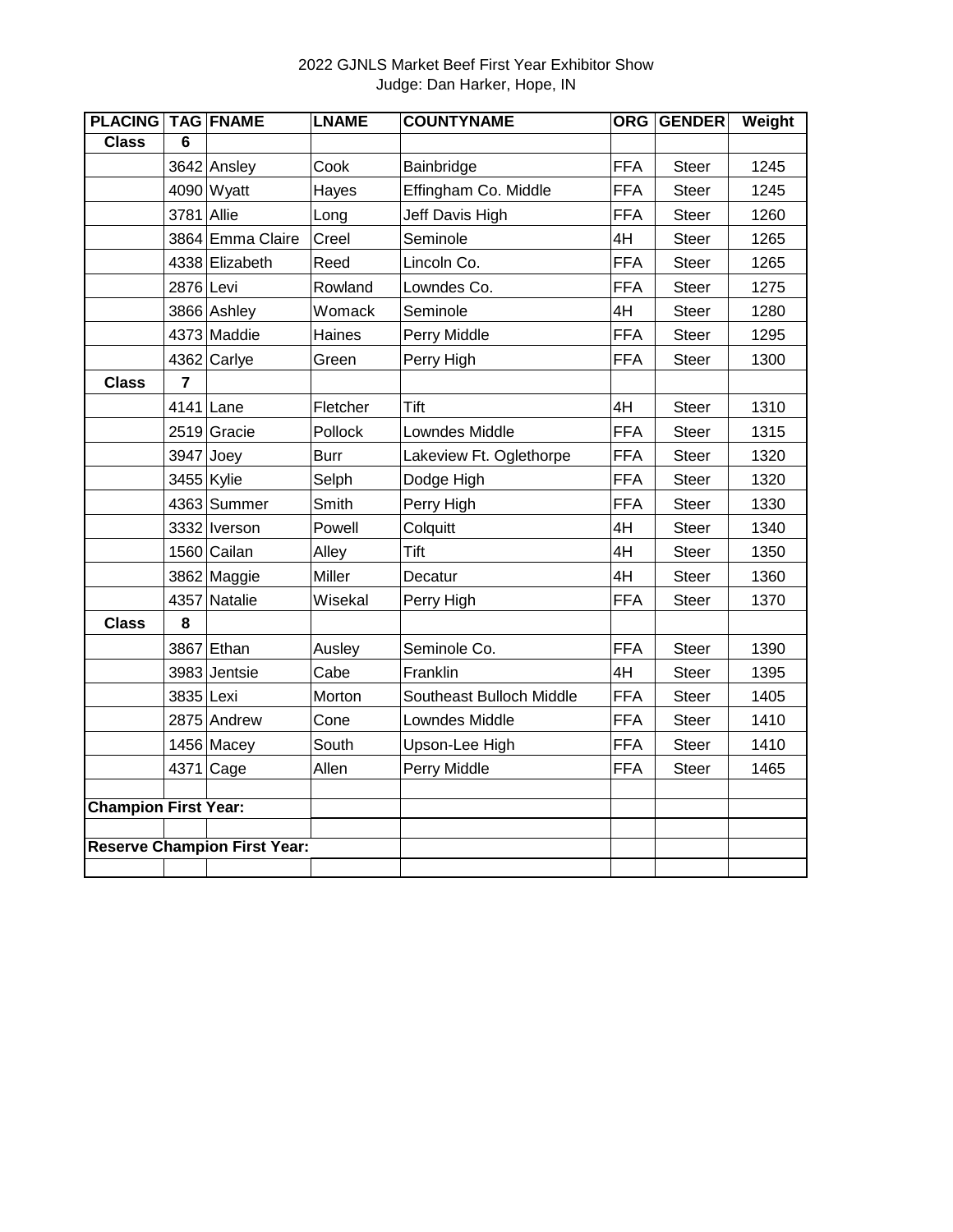2022 GJNLS Market Beef First Year Exhibitor Show
Judge: Dan Harker, Hope, IN

| PLACING | TAG | FNAME | LNAME | COUNTYNAME | ORG | GENDER | Weight |
|---|---|---|---|---|---|---|---|
| **Class** | **6** | | | | | | |
| | 3642 | Ansley | Cook | Bainbridge | FFA | Steer | 1245 |
| | 4090 | Wyatt | Hayes | Effingham Co. Middle | FFA | Steer | 1245 |
| | 3781 | Allie | Long | Jeff Davis High | FFA | Steer | 1260 |
| | 3864 | Emma Claire | Creel | Seminole | 4H | Steer | 1265 |
| | 4338 | Elizabeth | Reed | Lincoln Co. | FFA | Steer | 1265 |
| | 2876 | Levi | Rowland | Lowndes Co. | FFA | Steer | 1275 |
| | 3866 | Ashley | Womack | Seminole | 4H | Steer | 1280 |
| | 4373 | Maddie | Haines | Perry Middle | FFA | Steer | 1295 |
| | 4362 | Carlye | Green | Perry High | FFA | Steer | 1300 |
| **Class** | **7** | | | | | | |
| | 4141 | Lane | Fletcher | Tift | 4H | Steer | 1310 |
| | 2519 | Gracie | Pollock | Lowndes Middle | FFA | Steer | 1315 |
| | 3947 | Joey | Burr | Lakeview Ft. Oglethorpe | FFA | Steer | 1320 |
| | 3455 | Kylie | Selph | Dodge High | FFA | Steer | 1320 |
| | 4363 | Summer | Smith | Perry High | FFA | Steer | 1330 |
| | 3332 | Iverson | Powell | Colquitt | 4H | Steer | 1340 |
| | 1560 | Cailan | Alley | Tift | 4H | Steer | 1350 |
| | 3862 | Maggie | Miller | Decatur | 4H | Steer | 1360 |
| | 4357 | Natalie | Wisekal | Perry High | FFA | Steer | 1370 |
| **Class** | **8** | | | | | | |
| | 3867 | Ethan | Ausley | Seminole Co. | FFA | Steer | 1390 |
| | 3983 | Jentsie | Cabe | Franklin | 4H | Steer | 1395 |
| | 3835 | Lexi | Morton | Southeast Bulloch Middle | FFA | Steer | 1405 |
| | 2875 | Andrew | Cone | Lowndes Middle | FFA | Steer | 1410 |
| | 1456 | Macey | South | Upson-Lee High | FFA | Steer | 1410 |
| | 4371 | Cage | Allen | Perry Middle | FFA | Steer | 1465 |
| | | | | | | | |
| **Champion First Year:** | | | | | | | |
| | | | | | | | |
| **Reserve Champion First Year:** | | | | | | | |
| | | | | | | | |